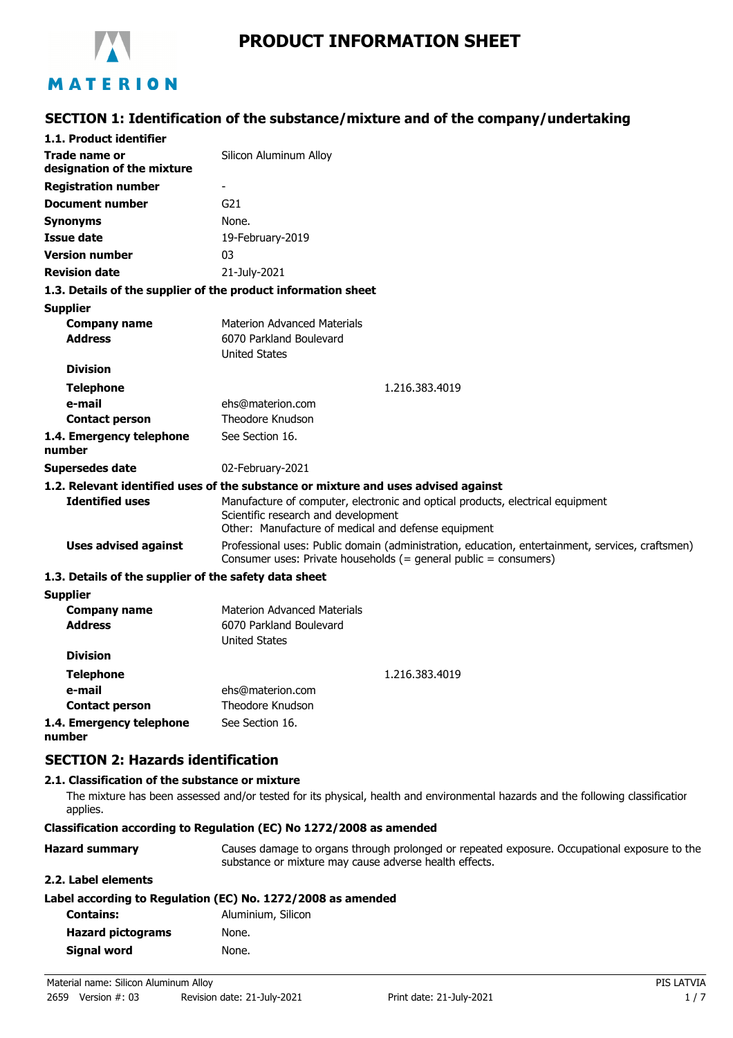# PRODUCT INFORMATION SHEET

MATERION

## SECTION 1: Identification of the substance/mixture and of the company/undertaking

### 1.1. Product identifier

| | |
|---|---|
| **Trade name or designation of the mixture** | Silicon Aluminum Alloy |
| **Registration number** | - |
| **Document number** | G21 |
| **Synonyms** | None. |
| **Issue date** | 19-February-2019 |
| **Version number** | 03 |
| **Revision date** | 21-July-2021 |

### 1.3. Details of the supplier of the product information sheet

**Supplier**

| | |
|---|---|
| **Company name** | Materion Advanced Materials |
| **Address** | 6070 Parkland Boulevard<br>United States |
| **Division** | |
| **Telephone** | 1.216.383.4019 |
| **e-mail** | ehs@materion.com |
| **Contact person** | Theodore Knudson |
| **1.4. Emergency telephone number** | See Section 16. |
| **Supersedes date** | 02-February-2021 |

### 1.2. Relevant identified uses of the substance or mixture and uses advised against

| | |
|---|---|
| **Identified uses** | Manufacture of computer, electronic and optical products, electrical equipment<br>Scientific research and development<br>Other: Manufacture of medical and defense equipment |
| **Uses advised against** | Professional uses: Public domain (administration, education, entertainment, services, craftsmen)<br>Consumer uses: Private households (= general public = consumers) |

### 1.3. Details of the supplier of the safety data sheet

**Supplier**

| | |
|---|---|
| **Company name** | Materion Advanced Materials |
| **Address** | 6070 Parkland Boulevard<br>United States |
| **Division** | |
| **Telephone** | 1.216.383.4019 |
| **e-mail** | ehs@materion.com |
| **Contact person** | Theodore Knudson |
| **1.4. Emergency telephone number** | See Section 16. |

## SECTION 2: Hazards identification

### 2.1. Classification of the substance or mixture

The mixture has been assessed and/or tested for its physical, health and environmental hazards and the following classificatior applies.

**Classification according to Regulation (EC) No 1272/2008 as amended**

| | |
|---|---|
| **Hazard summary** | Causes damage to organs through prolonged or repeated exposure. Occupational exposure to the substance or mixture may cause adverse health effects. |

### 2.2. Label elements

**Label according to Regulation (EC) No. 1272/2008 as amended**

| | |
|---|---|
| **Contains:** | Aluminium, Silicon |
| **Hazard pictograms** | None. |
| **Signal word** | None. |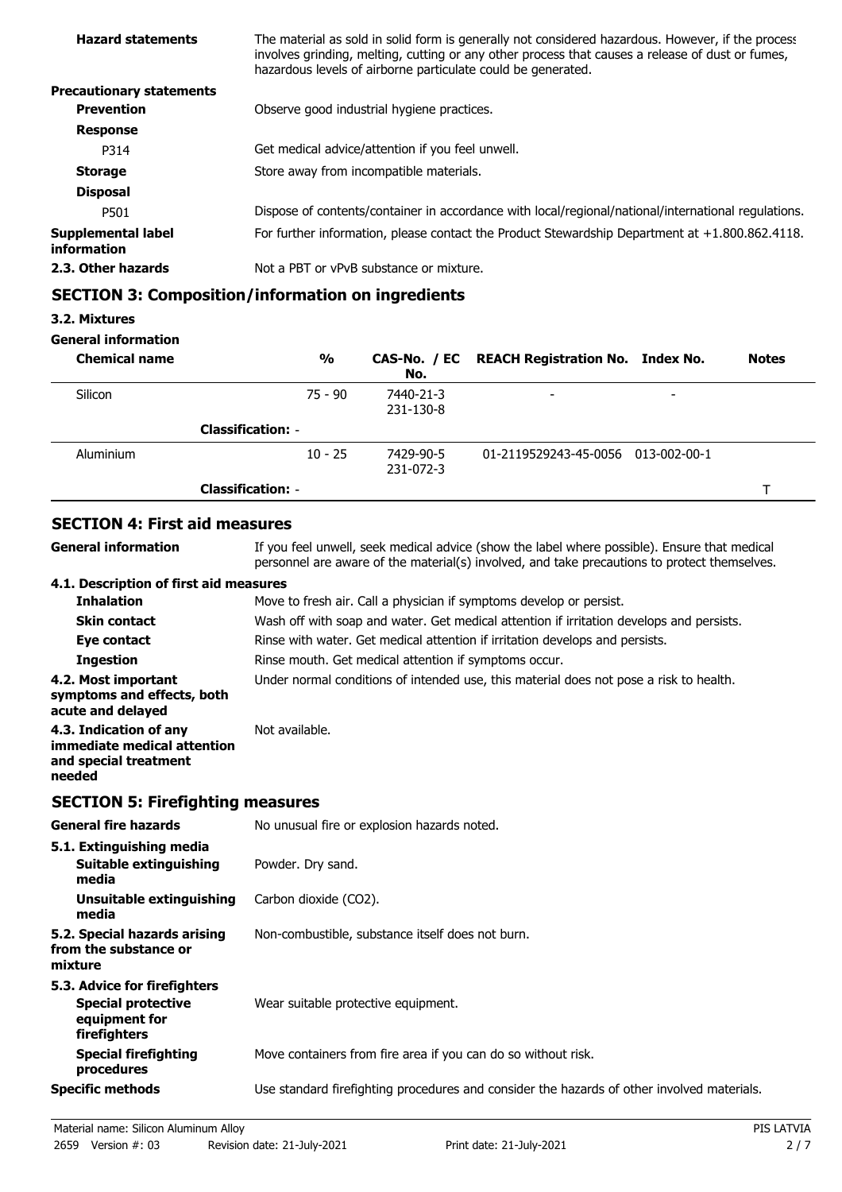| | |
|---|---|
| **Hazard statements** | The material as sold in solid form is generally not considered hazardous. However, if the process involves grinding, melting, cutting or any other process that causes a release of dust or fumes, hazardous levels of airborne particulate could be generated. |
| **Precautionary statements** | |
| **Prevention** | Observe good industrial hygiene practices. |
| **Response** | |
| P314 | Get medical advice/attention if you feel unwell. |
| **Storage** | Store away from incompatible materials. |
| **Disposal** | |
| P501 | Dispose of contents/container in accordance with local/regional/national/international regulations. |
| **Supplemental label information** | For further information, please contact the Product Stewardship Department at +1.800.862.4118. |
| **2.3. Other hazards** | Not a PBT or vPvB substance or mixture. |

## SECTION 3: Composition/information on ingredients

### 3.2. Mixtures

**General information**

| Chemical name | % | CAS-No. / EC No. | REACH Registration No. | Index No. | Notes |
|---|---|---|---|---|---|
| Silicon | 75 - 90 | 7440-21-3 231-130-8 | - | - | |
| **Classification:** - | | | | | |
| Aluminium | 10 - 25 | 7429-90-5 231-072-3 | 01-2119529243-45-0056 | 013-002-00-1 | |
| **Classification:** - | | | | | T |

## SECTION 4: First aid measures

| | |
|---|---|
| **General information** | If you feel unwell, seek medical advice (show the label where possible). Ensure that medical personnel are aware of the material(s) involved, and take precautions to protect themselves. |
| **4.1. Description of first aid measures** | |
| **Inhalation** | Move to fresh air. Call a physician if symptoms develop or persist. |
| **Skin contact** | Wash off with soap and water. Get medical attention if irritation develops and persists. |
| **Eye contact** | Rinse with water. Get medical attention if irritation develops and persists. |
| **Ingestion** | Rinse mouth. Get medical attention if symptoms occur. |
| **4.2. Most important symptoms and effects, both acute and delayed** | Under normal conditions of intended use, this material does not pose a risk to health. |
| **4.3. Indication of any immediate medical attention and special treatment needed** | Not available. |

## SECTION 5: Firefighting measures

| | |
|---|---|
| **General fire hazards** | No unusual fire or explosion hazards noted. |
| **5.1. Extinguishing media** | |
| **Suitable extinguishing media** | Powder. Dry sand. |
| **Unsuitable extinguishing media** | Carbon dioxide ($CO_2$). |
| **5.2. Special hazards arising from the substance or mixture** | Non-combustible, substance itself does not burn. |
| **5.3. Advice for firefighters** | |
| **Special protective equipment for firefighters** | Wear suitable protective equipment. |
| **Special firefighting procedures** | Move containers from fire area if you can do so without risk. |
| **Specific methods** | Use standard firefighting procedures and consider the hazards of other involved materials. |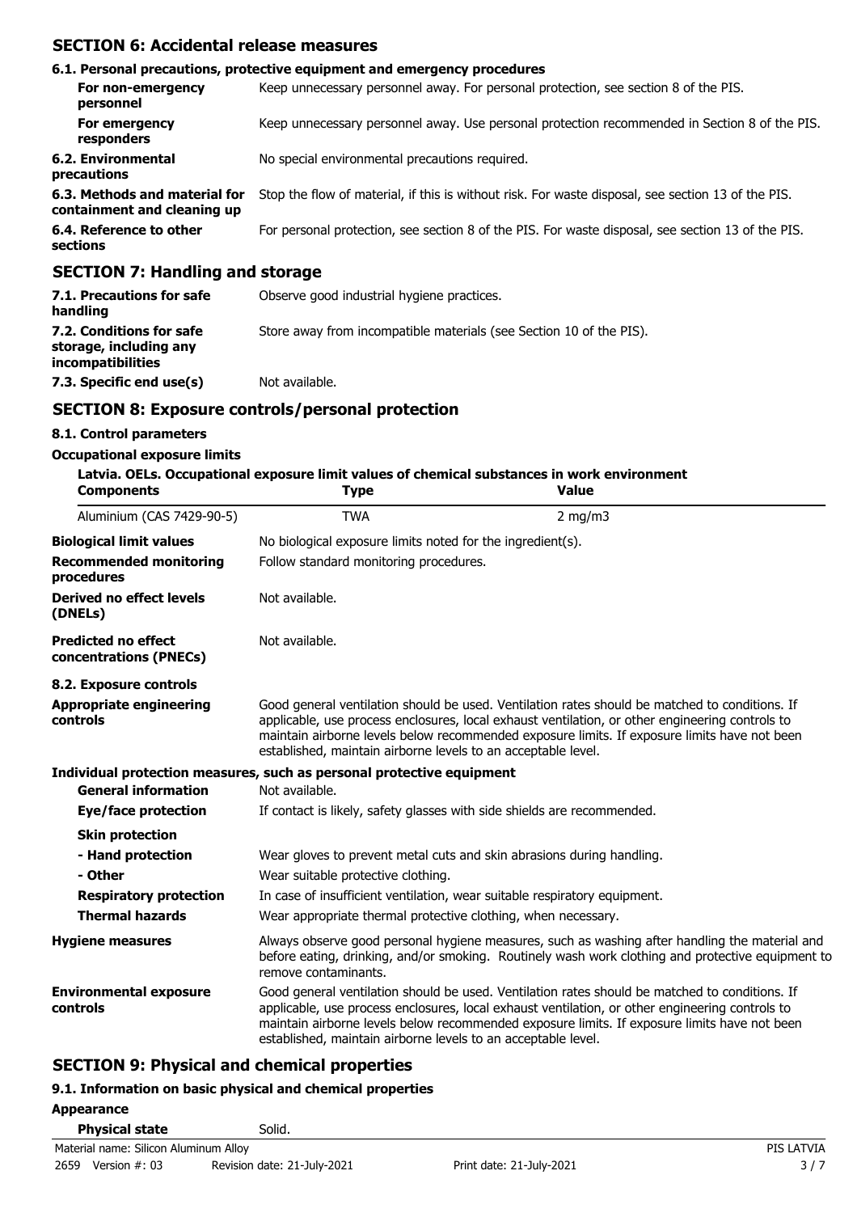## SECTION 6: Accidental release measures

### 6.1. Personal precautions, protective equipment and emergency procedures

| | |
|---|---|
| **For non-emergency personnel** | Keep unnecessary personnel away. For personal protection, see section 8 of the PIS. |
| **For emergency responders** | Keep unnecessary personnel away. Use personal protection recommended in Section 8 of the PIS. |
| **6.2. Environmental precautions** | No special environmental precautions required. |
| **6.3. Methods and material for containment and cleaning up** | Stop the flow of material, if this is without risk. For waste disposal, see section 13 of the PIS. |
| **6.4. Reference to other sections** | For personal protection, see section 8 of the PIS. For waste disposal, see section 13 of the PIS. |

## SECTION 7: Handling and storage

| | |
|---|---|
| **7.1. Precautions for safe handling** | Observe good industrial hygiene practices. |
| **7.2. Conditions for safe storage, including any incompatibilities** | Store away from incompatible materials (see Section 10 of the PIS). |
| **7.3. Specific end use(s)** | Not available. |

## SECTION 8: Exposure controls/personal protection

### 8.1. Control parameters

**Occupational exposure limits**

**Latvia. OELs. Occupational exposure limit values of chemical substances in work environment**

| Components | Type | Value |
|---|---|---|
| Aluminium (CAS 7429-90-5) | TWA | 2 mg/m3 |

| | |
|---|---|
| **Biological limit values** | No biological exposure limits noted for the ingredient(s). |
| **Recommended monitoring procedures** | Follow standard monitoring procedures. |
| **Derived no effect levels (DNELs)** | Not available. |
| **Predicted no effect concentrations (PNECs)** | Not available. |

### 8.2. Exposure controls

| | |
|---|---|
| **Appropriate engineering controls** | Good general ventilation should be used. Ventilation rates should be matched to conditions. If applicable, use process enclosures, local exhaust ventilation, or other engineering controls to maintain airborne levels below recommended exposure limits. If exposure limits have not been established, maintain airborne levels to an acceptable level. |

**Individual protection measures, such as personal protective equipment**

| | |
|---|---|
| **General information** | Not available. |
| **Eye/face protection** | If contact is likely, safety glasses with side shields are recommended. |
| **Skin protection** | |
| **- Hand protection** | Wear gloves to prevent metal cuts and skin abrasions during handling. |
| **- Other** | Wear suitable protective clothing. |
| **Respiratory protection** | In case of insufficient ventilation, wear suitable respiratory equipment. |
| **Thermal hazards** | Wear appropriate thermal protective clothing, when necessary. |
| **Hygiene measures** | Always observe good personal hygiene measures, such as washing after handling the material and before eating, drinking, and/or smoking. Routinely wash work clothing and protective equipment to remove contaminants. |
| **Environmental exposure controls** | Good general ventilation should be used. Ventilation rates should be matched to conditions. If applicable, use process enclosures, local exhaust ventilation, or other engineering controls to maintain airborne levels below recommended exposure limits. If exposure limits have not been established, maintain airborne levels to an acceptable level. |

## SECTION 9: Physical and chemical properties

### 9.1. Information on basic physical and chemical properties

**Appearance**

| | |
|---|---|
| **Physical state** | Solid. |

Material name: Silicon Aluminum Alloy
2659 Version #: 03 Revision date: 21-July-2021 Print date: 21-July-2021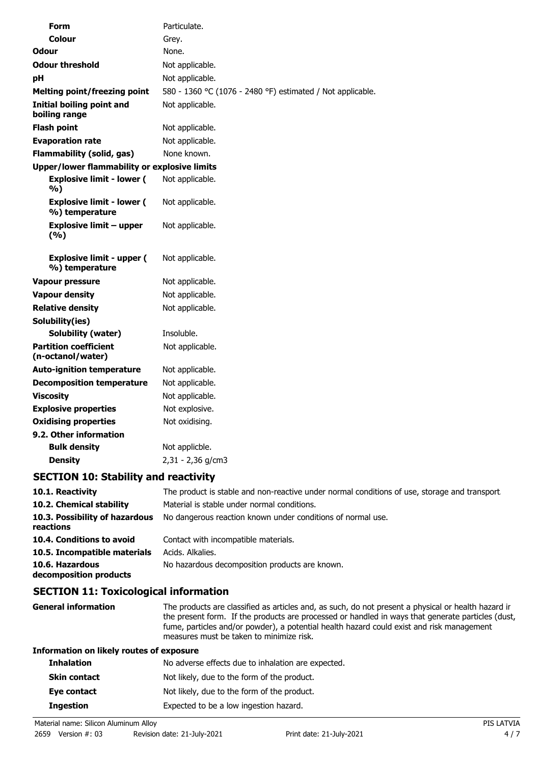| | |
|---|---|
| **Form** | Particulate. |
| **Colour** | Grey. |
| **Odour** | None. |
| **Odour threshold** | Not applicable. |
| **pH** | Not applicable. |
| **Melting point/freezing point** | 580 - 1360 °C (1076 - 2480 °F) estimated / Not applicable. |
| **Initial boiling point and boiling range** | Not applicable. |
| **Flash point** | Not applicable. |
| **Evaporation rate** | Not applicable. |
| **Flammability (solid, gas)** | None known. |
| **Upper/lower flammability or explosive limits** | |
| **Explosive limit - lower ( %)** | Not applicable. |
| **Explosive limit - lower ( %) temperature** | Not applicable. |
| **Explosive limit – upper (%)** | Not applicable. |
| **Explosive limit - upper ( %) temperature** | Not applicable. |
| **Vapour pressure** | Not applicable. |
| **Vapour density** | Not applicable. |
| **Relative density** | Not applicable. |
| **Solubility(ies)** | |
| **Solubility (water)** | Insoluble. |
| **Partition coefficient (n-octanol/water)** | Not applicable. |
| **Auto-ignition temperature** | Not applicable. |
| **Decomposition temperature** | Not applicable. |
| **Viscosity** | Not applicable. |
| **Explosive properties** | Not explosive. |
| **Oxidising properties** | Not oxidising. |
| **9.2. Other information** | |
| **Bulk density** | Not applicble. |
| **Density** | 2,31 - 2,36 g/cm3 |

## SECTION 10: Stability and reactivity

| | |
|---|---|
| **10.1. Reactivity** | The product is stable and non-reactive under normal conditions of use, storage and transport. |
| **10.2. Chemical stability** | Material is stable under normal conditions. |
| **10.3. Possibility of hazardous reactions** | No dangerous reaction known under conditions of normal use. |
| **10.4. Conditions to avoid** | Contact with incompatible materials. |
| **10.5. Incompatible materials** | Acids. Alkalies. |
| **10.6. Hazardous decomposition products** | No hazardous decomposition products are known. |

## SECTION 11: Toxicological information

| | |
|---|---|
| **General information** | The products are classified as articles and, as such, do not present a physical or health hazard ir the present form. If the products are processed or handled in ways that generate particles (dust, fume, particles and/or powder), a potential health hazard could exist and risk management measures must be taken to minimize risk. |

**Information on likely routes of exposure**

| | |
|---|---|
| **Inhalation** | No adverse effects due to inhalation are expected. |
| **Skin contact** | Not likely, due to the form of the product. |
| **Eye contact** | Not likely, due to the form of the product. |
| **Ingestion** | Expected to be a low ingestion hazard. |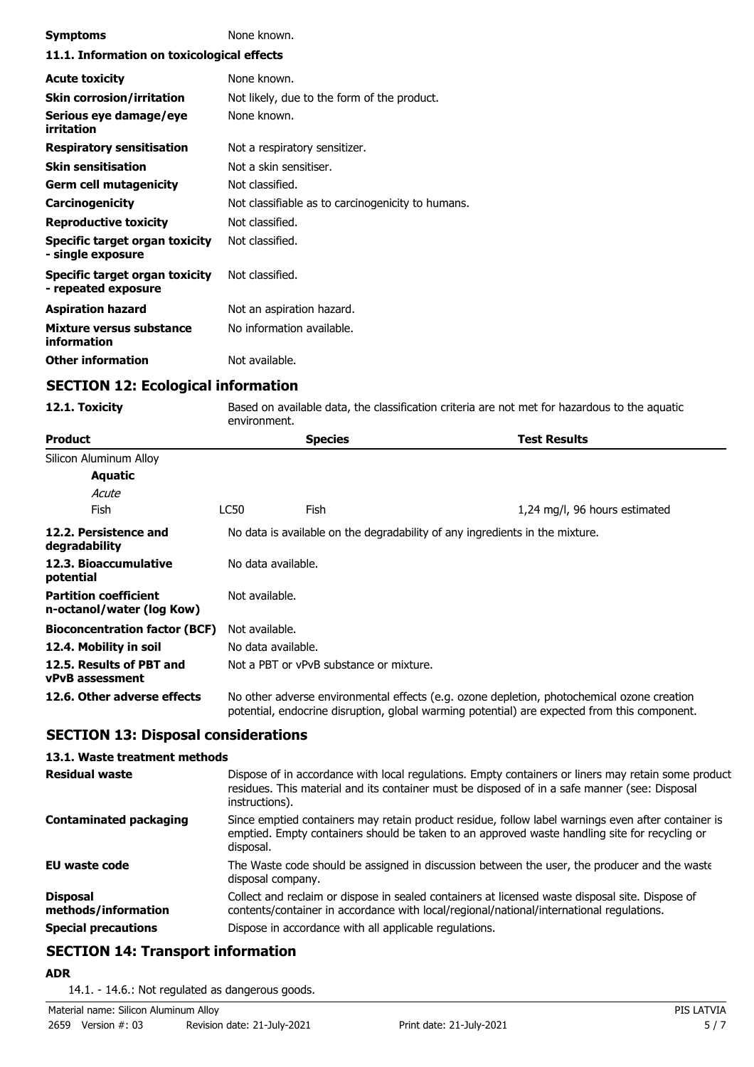| | |
|---|---|
| **Symptoms** | None known. |

### 11.1. Information on toxicological effects

| | |
|---|---|
| **Acute toxicity** | None known. |
| **Skin corrosion/irritation** | Not likely, due to the form of the product. |
| **Serious eye damage/eye irritation** | None known. |
| **Respiratory sensitisation** | Not a respiratory sensitizer. |
| **Skin sensitisation** | Not a skin sensitiser. |
| **Germ cell mutagenicity** | Not classified. |
| **Carcinogenicity** | Not classifiable as to carcinogenicity to humans. |
| **Reproductive toxicity** | Not classified. |
| **Specific target organ toxicity - single exposure** | Not classified. |
| **Specific target organ toxicity - repeated exposure** | Not classified. |
| **Aspiration hazard** | Not an aspiration hazard. |
| **Mixture versus substance information** | No information available. |
| **Other information** | Not available. |

## SECTION 12: Ecological information

**12.1. Toxicity** Based on available data, the classification criteria are not met for hazardous to the aquatic environment.

| **Product** | | **Species** | **Test Results** |
|---|---|---|---|
| Silicon Aluminum Alloy | | | |
| **Aquatic** | | | |
| *Acute* | | | |
| Fish | LC50 | Fish | 1,24 mg/l, 96 hours estimated |

| | |
|---|---|
| **12.2. Persistence and degradability** | No data is available on the degradability of any ingredients in the mixture. |
| **12.3. Bioaccumulative potential** | No data available. |
| **Partition coefficient n-octanol/water (log Kow)** | Not available. |
| **Bioconcentration factor (BCF)** | Not available. |
| **12.4. Mobility in soil** | No data available. |
| **12.5. Results of PBT and vPvB assessment** | Not a PBT or vPvB substance or mixture. |
| **12.6. Other adverse effects** | No other adverse environmental effects (e.g. ozone depletion, photochemical ozone creation potential, endocrine disruption, global warming potential) are expected from this component. |

## SECTION 13: Disposal considerations

### 13.1. Waste treatment methods

| | |
|---|---|
| **Residual waste** | Dispose of in accordance with local regulations. Empty containers or liners may retain some product residues. This material and its container must be disposed of in a safe manner (see: Disposal instructions). |
| **Contaminated packaging** | Since emptied containers may retain product residue, follow label warnings even after container is emptied. Empty containers should be taken to an approved waste handling site for recycling or disposal. |
| **EU waste code** | The Waste code should be assigned in discussion between the user, the producer and the waste disposal company. |
| **Disposal methods/information** | Collect and reclaim or dispose in sealed containers at licensed waste disposal site. Dispose of contents/container in accordance with local/regional/national/international regulations. |
| **Special precautions** | Dispose in accordance with all applicable regulations. |

## SECTION 14: Transport information

**ADR**

14.1. - 14.6.: Not regulated as dangerous goods.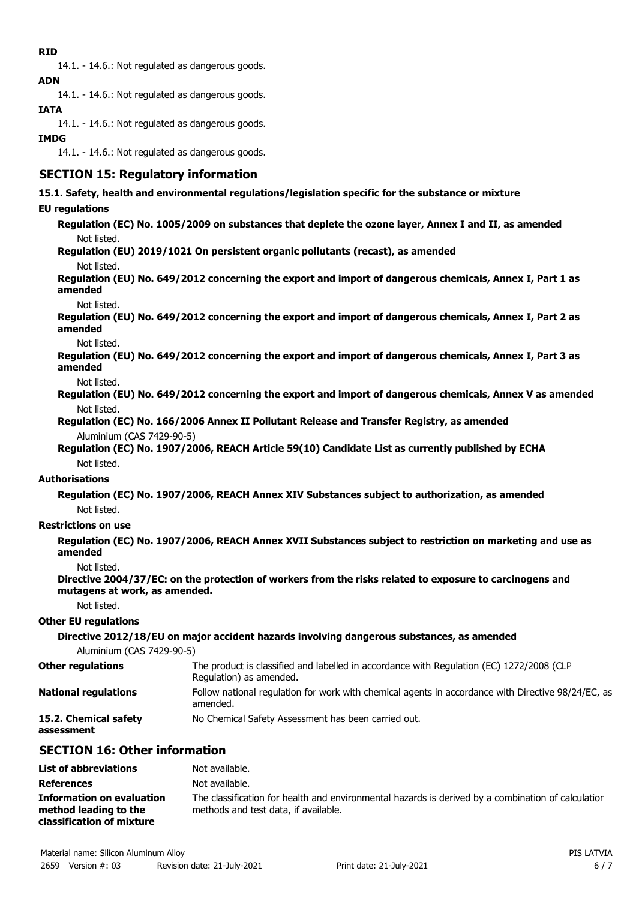**RID**

14.1. - 14.6.: Not regulated as dangerous goods.

**ADN**

14.1. - 14.6.: Not regulated as dangerous goods.

**IATA**

14.1. - 14.6.: Not regulated as dangerous goods.

**IMDG**

14.1. - 14.6.: Not regulated as dangerous goods.

## SECTION 15: Regulatory information

**15.1. Safety, health and environmental regulations/legislation specific for the substance or mixture**

**EU regulations**

**Regulation (EC) No. 1005/2009 on substances that deplete the ozone layer, Annex I and II, as amended**

Not listed.

**Regulation (EU) 2019/1021 On persistent organic pollutants (recast), as amended**

Not listed.

**Regulation (EU) No. 649/2012 concerning the export and import of dangerous chemicals, Annex I, Part 1 as amended**

Not listed.

**Regulation (EU) No. 649/2012 concerning the export and import of dangerous chemicals, Annex I, Part 2 as amended**

Not listed.

**Regulation (EU) No. 649/2012 concerning the export and import of dangerous chemicals, Annex I, Part 3 as amended**

Not listed.

**Regulation (EU) No. 649/2012 concerning the export and import of dangerous chemicals, Annex V as amended**

Not listed.

**Regulation (EC) No. 166/2006 Annex II Pollutant Release and Transfer Registry, as amended**

Aluminium (CAS 7429-90-5)

**Regulation (EC) No. 1907/2006, REACH Article 59(10) Candidate List as currently published by ECHA**

Not listed.

**Authorisations**

**Regulation (EC) No. 1907/2006, REACH Annex XIV Substances subject to authorization, as amended**

Not listed.

**Restrictions on use**

**Regulation (EC) No. 1907/2006, REACH Annex XVII Substances subject to restriction on marketing and use as amended**

Not listed.

**Directive 2004/37/EC: on the protection of workers from the risks related to exposure to carcinogens and mutagens at work, as amended.**

Not listed.

**Other EU regulations**

**Directive 2012/18/EU on major accident hazards involving dangerous substances, as amended**

Aluminium (CAS 7429-90-5)

**Other regulations** — The product is classified and labelled in accordance with Regulation (EC) 1272/2008 (CLP Regulation) as amended.

**National regulations** — Follow national regulation for work with chemical agents in accordance with Directive 98/24/EC, as amended.

**15.2. Chemical safety assessment** — No Chemical Safety Assessment has been carried out.

## SECTION 16: Other information

**List of abbreviations** — Not available.

**References** — Not available.

**Information on evaluation method leading to the classification of mixture** — The classification for health and environmental hazards is derived by a combination of calculation methods and test data, if available.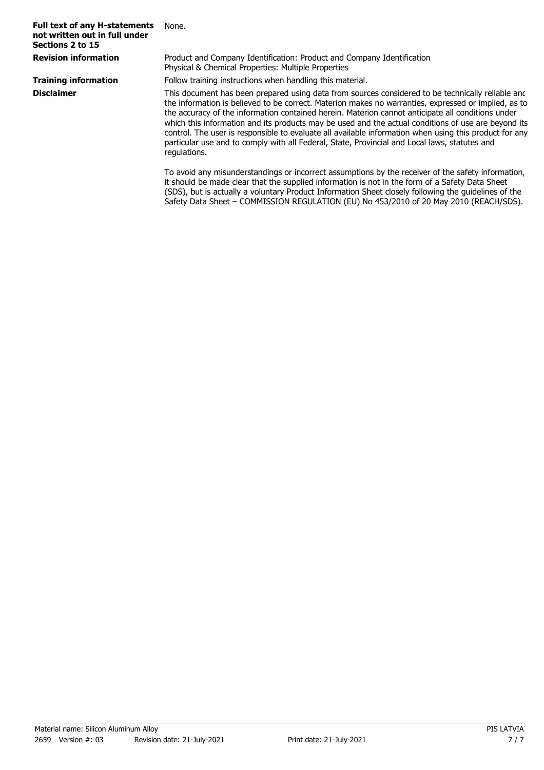**Full text of any H-statements not written out in full under Sections 2 to 15**

None.

**Revision information**

Product and Company Identification: Product and Company Identification
Physical & Chemical Properties: Multiple Properties

**Training information**

Follow training instructions when handling this material.

**Disclaimer**

This document has been prepared using data from sources considered to be technically reliable and the information is believed to be correct. Materion makes no warranties, expressed or implied, as to the accuracy of the information contained herein. Materion cannot anticipate all conditions under which this information and its products may be used and the actual conditions of use are beyond its control. The user is responsible to evaluate all available information when using this product for any particular use and to comply with all Federal, State, Provincial and Local laws, statutes and regulations.

To avoid any misunderstandings or incorrect assumptions by the receiver of the safety information, it should be made clear that the supplied information is not in the form of a Safety Data Sheet (SDS), but is actually a voluntary Product Information Sheet closely following the guidelines of the Safety Data Sheet – COMMISSION REGULATION (EU) No 453/2010 of 20 May 2010 (REACH/SDS).